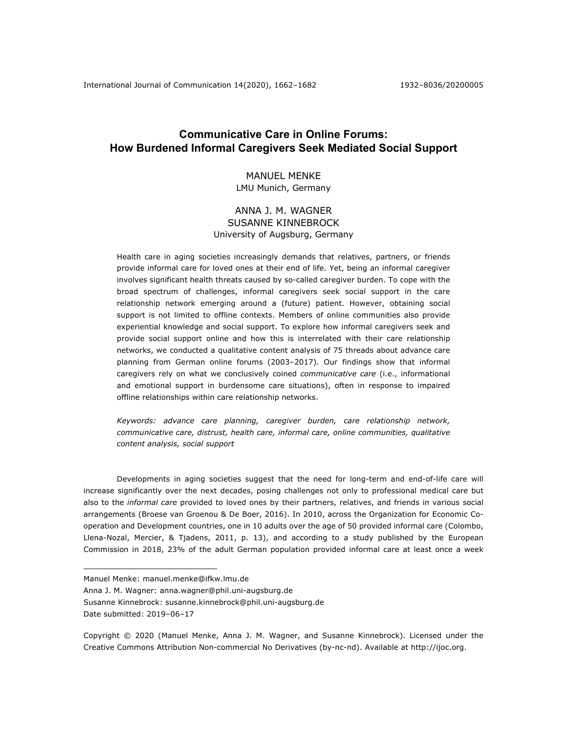# Communicative Care in Online Forums: How Burdened Informal Caregivers Seek Mediated Social Support

MANUEL MENKE
LMU Munich, Germany

ANNA J. M. WAGNER
SUSANNE KINNEBROCK
University of Augsburg, Germany

Health care in aging societies increasingly demands that relatives, partners, or friends provide informal care for loved ones at their end of life. Yet, being an informal caregiver involves significant health threats caused by so-called caregiver burden. To cope with the broad spectrum of challenges, informal caregivers seek social support in the care relationship network emerging around a (future) patient. However, obtaining social support is not limited to offline contexts. Members of online communities also provide experiential knowledge and social support. To explore how informal caregivers seek and provide social support online and how this is interrelated with their care relationship networks, we conducted a qualitative content analysis of 75 threads about advance care planning from German online forums (2003–2017). Our findings show that informal caregivers rely on what we conclusively coined *communicative care* (i.e., informational and emotional support in burdensome care situations), often in response to impaired offline relationships within care relationship networks.

*Keywords: advance care planning, caregiver burden, care relationship network, communicative care, distrust, health care, informal care, online communities, qualitative content analysis, social support*

Developments in aging societies suggest that the need for long-term and end-of-life care will increase significantly over the next decades, posing challenges not only to professional medical care but also to the *informal care* provided to loved ones by their partners, relatives, and friends in various social arrangements (Broese van Groenou & De Boer, 2016). In 2010, across the Organization for Economic Co-operation and Development countries, one in 10 adults over the age of 50 provided informal care (Colombo, Llena-Nozal, Mercier, & Tjadens, 2011, p. 13), and according to a study published by the European Commission in 2018, 23% of the adult German population provided informal care at least once a week

---

Manuel Menke: manuel.menke@ifkw.lmu.de
Anna J. M. Wagner: anna.wagner@phil.uni-augsburg.de
Susanne Kinnebrock: susanne.kinnebrock@phil.uni-augsburg.de
Date submitted: 2019–06–17

Copyright © 2020 (Manuel Menke, Anna J. M. Wagner, and Susanne Kinnebrock). Licensed under the Creative Commons Attribution Non-commercial No Derivatives (by-nc-nd). Available at http://ijoc.org.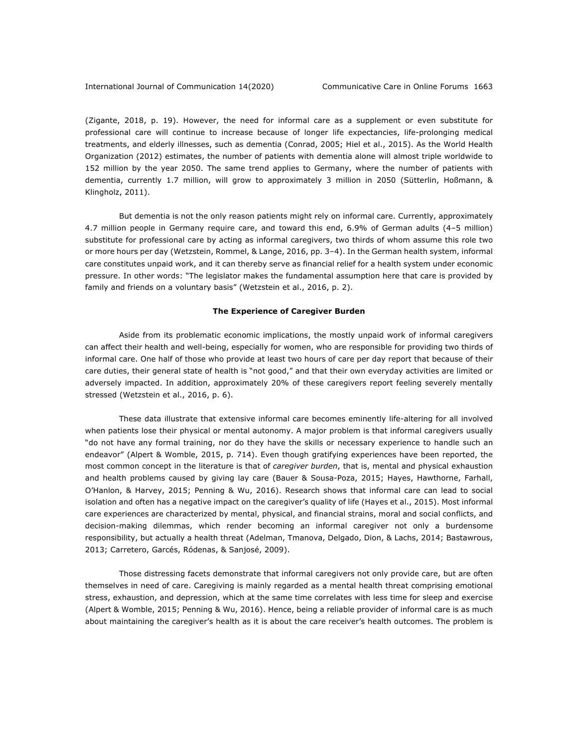(Zigante, 2018, p. 19). However, the need for informal care as a supplement or even substitute for professional care will continue to increase because of longer life expectancies, life-prolonging medical treatments, and elderly illnesses, such as dementia (Conrad, 2005; Hiel et al., 2015). As the World Health Organization (2012) estimates, the number of patients with dementia alone will almost triple worldwide to 152 million by the year 2050. The same trend applies to Germany, where the number of patients with dementia, currently 1.7 million, will grow to approximately 3 million in 2050 (Sütterlin, Hoßmann, & Klingholz, 2011).

But dementia is not the only reason patients might rely on informal care. Currently, approximately 4.7 million people in Germany require care, and toward this end, 6.9% of German adults (4–5 million) substitute for professional care by acting as informal caregivers, two thirds of whom assume this role two or more hours per day (Wetzstein, Rommel, & Lange, 2016, pp. 3–4). In the German health system, informal care constitutes unpaid work, and it can thereby serve as financial relief for a health system under economic pressure. In other words: "The legislator makes the fundamental assumption here that care is provided by family and friends on a voluntary basis" (Wetzstein et al., 2016, p. 2).

## The Experience of Caregiver Burden

Aside from its problematic economic implications, the mostly unpaid work of informal caregivers can affect their health and well-being, especially for women, who are responsible for providing two thirds of informal care. One half of those who provide at least two hours of care per day report that because of their care duties, their general state of health is "not good," and that their own everyday activities are limited or adversely impacted. In addition, approximately 20% of these caregivers report feeling severely mentally stressed (Wetzstein et al., 2016, p. 6).

These data illustrate that extensive informal care becomes eminently life-altering for all involved when patients lose their physical or mental autonomy. A major problem is that informal caregivers usually "do not have any formal training, nor do they have the skills or necessary experience to handle such an endeavor" (Alpert & Womble, 2015, p. 714). Even though gratifying experiences have been reported, the most common concept in the literature is that of *caregiver burden*, that is, mental and physical exhaustion and health problems caused by giving lay care (Bauer & Sousa-Poza, 2015; Hayes, Hawthorne, Farhall, O'Hanlon, & Harvey, 2015; Penning & Wu, 2016). Research shows that informal care can lead to social isolation and often has a negative impact on the caregiver's quality of life (Hayes et al., 2015). Most informal care experiences are characterized by mental, physical, and financial strains, moral and social conflicts, and decision-making dilemmas, which render becoming an informal caregiver not only a burdensome responsibility, but actually a health threat (Adelman, Tmanova, Delgado, Dion, & Lachs, 2014; Bastawrous, 2013; Carretero, Garcés, Ródenas, & Sanjosé, 2009).

Those distressing facets demonstrate that informal caregivers not only provide care, but are often themselves in need of care. Caregiving is mainly regarded as a mental health threat comprising emotional stress, exhaustion, and depression, which at the same time correlates with less time for sleep and exercise (Alpert & Womble, 2015; Penning & Wu, 2016). Hence, being a reliable provider of informal care is as much about maintaining the caregiver's health as it is about the care receiver's health outcomes. The problem is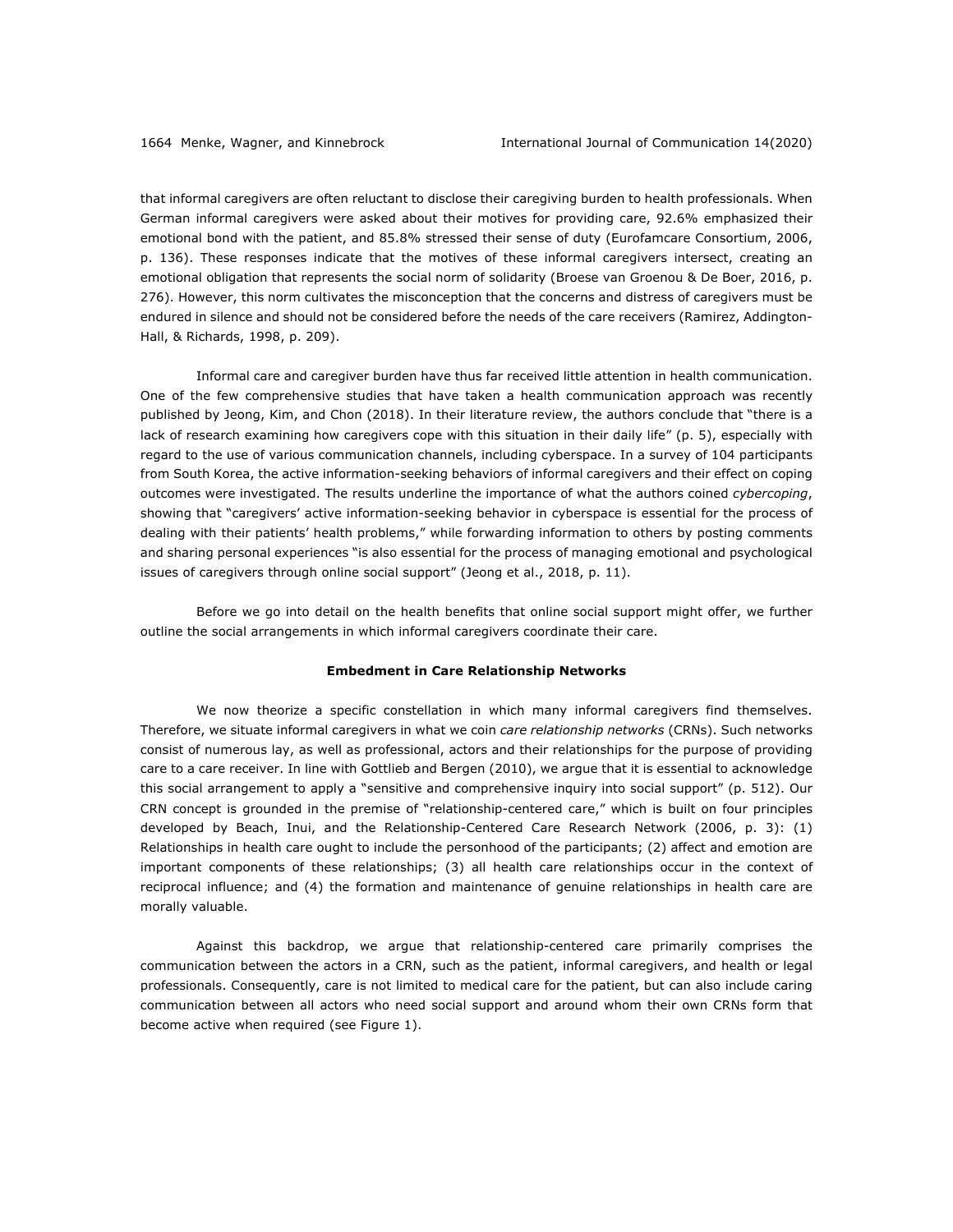that informal caregivers are often reluctant to disclose their caregiving burden to health professionals. When German informal caregivers were asked about their motives for providing care, 92.6% emphasized their emotional bond with the patient, and 85.8% stressed their sense of duty (Eurofamcare Consortium, 2006, p. 136). These responses indicate that the motives of these informal caregivers intersect, creating an emotional obligation that represents the social norm of solidarity (Broese van Groenou & De Boer, 2016, p. 276). However, this norm cultivates the misconception that the concerns and distress of caregivers must be endured in silence and should not be considered before the needs of the care receivers (Ramirez, Addington-Hall, & Richards, 1998, p. 209).

Informal care and caregiver burden have thus far received little attention in health communication. One of the few comprehensive studies that have taken a health communication approach was recently published by Jeong, Kim, and Chon (2018). In their literature review, the authors conclude that "there is a lack of research examining how caregivers cope with this situation in their daily life" (p. 5), especially with regard to the use of various communication channels, including cyberspace. In a survey of 104 participants from South Korea, the active information-seeking behaviors of informal caregivers and their effect on coping outcomes were investigated. The results underline the importance of what the authors coined *cybercoping*, showing that "caregivers' active information-seeking behavior in cyberspace is essential for the process of dealing with their patients' health problems," while forwarding information to others by posting comments and sharing personal experiences "is also essential for the process of managing emotional and psychological issues of caregivers through online social support" (Jeong et al., 2018, p. 11).

Before we go into detail on the health benefits that online social support might offer, we further outline the social arrangements in which informal caregivers coordinate their care.

## Embedment in Care Relationship Networks

We now theorize a specific constellation in which many informal caregivers find themselves. Therefore, we situate informal caregivers in what we coin *care relationship networks* (CRNs). Such networks consist of numerous lay, as well as professional, actors and their relationships for the purpose of providing care to a care receiver. In line with Gottlieb and Bergen (2010), we argue that it is essential to acknowledge this social arrangement to apply a "sensitive and comprehensive inquiry into social support" (p. 512). Our CRN concept is grounded in the premise of "relationship-centered care," which is built on four principles developed by Beach, Inui, and the Relationship-Centered Care Research Network (2006, p. 3): (1) Relationships in health care ought to include the personhood of the participants; (2) affect and emotion are important components of these relationships; (3) all health care relationships occur in the context of reciprocal influence; and (4) the formation and maintenance of genuine relationships in health care are morally valuable.

Against this backdrop, we argue that relationship-centered care primarily comprises the communication between the actors in a CRN, such as the patient, informal caregivers, and health or legal professionals. Consequently, care is not limited to medical care for the patient, but can also include caring communication between all actors who need social support and around whom their own CRNs form that become active when required (see Figure 1).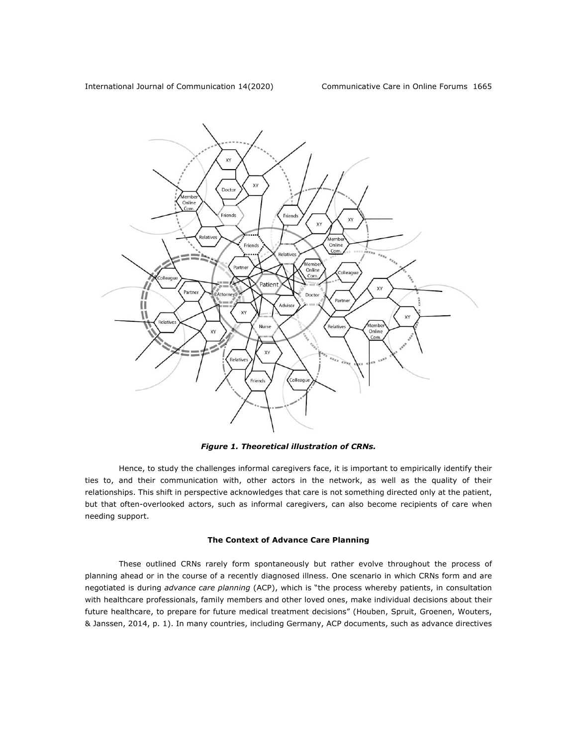*Figure 1. Theoretical illustration of CRNs.*

Hence, to study the challenges informal caregivers face, it is important to empirically identify their ties to, and their communication with, other actors in the network, as well as the quality of their relationships. This shift in perspective acknowledges that care is not something directed only at the patient, but that often-overlooked actors, such as informal caregivers, can also become recipients of care when needing support.

### The Context of Advance Care Planning

These outlined CRNs rarely form spontaneously but rather evolve throughout the process of planning ahead or in the course of a recently diagnosed illness. One scenario in which CRNs form and are negotiated is during *advance care planning* (ACP), which is "the process whereby patients, in consultation with healthcare professionals, family members and other loved ones, make individual decisions about their future healthcare, to prepare for future medical treatment decisions" (Houben, Spruit, Groenen, Wouters, & Janssen, 2014, p. 1). In many countries, including Germany, ACP documents, such as advance directives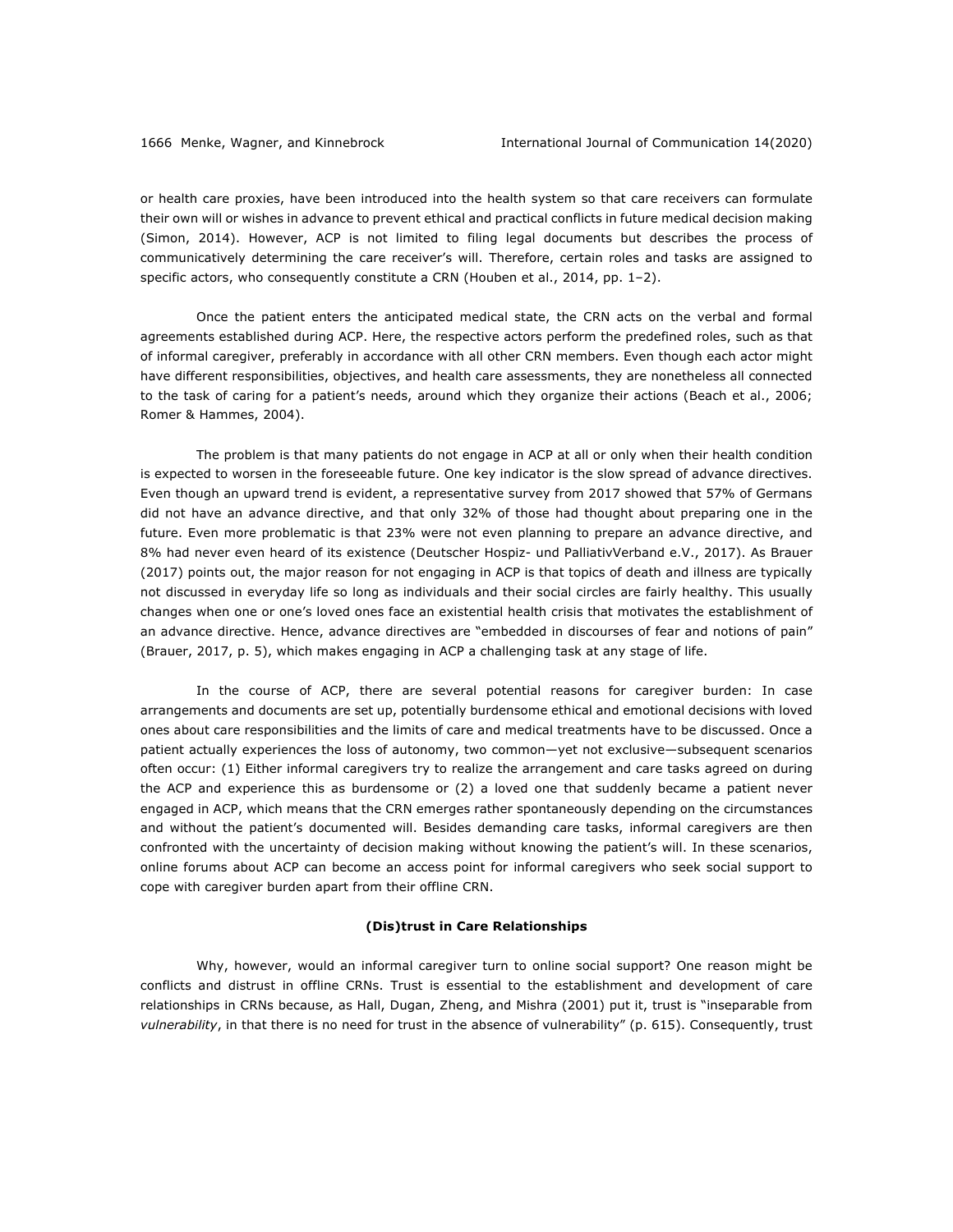or health care proxies, have been introduced into the health system so that care receivers can formulate their own will or wishes in advance to prevent ethical and practical conflicts in future medical decision making (Simon, 2014). However, ACP is not limited to filing legal documents but describes the process of communicatively determining the care receiver's will. Therefore, certain roles and tasks are assigned to specific actors, who consequently constitute a CRN (Houben et al., 2014, pp. 1–2).

Once the patient enters the anticipated medical state, the CRN acts on the verbal and formal agreements established during ACP. Here, the respective actors perform the predefined roles, such as that of informal caregiver, preferably in accordance with all other CRN members. Even though each actor might have different responsibilities, objectives, and health care assessments, they are nonetheless all connected to the task of caring for a patient's needs, around which they organize their actions (Beach et al., 2006; Romer & Hammes, 2004).

The problem is that many patients do not engage in ACP at all or only when their health condition is expected to worsen in the foreseeable future. One key indicator is the slow spread of advance directives. Even though an upward trend is evident, a representative survey from 2017 showed that 57% of Germans did not have an advance directive, and that only 32% of those had thought about preparing one in the future. Even more problematic is that 23% were not even planning to prepare an advance directive, and 8% had never even heard of its existence (Deutscher Hospiz- und PalliativVerband e.V., 2017). As Brauer (2017) points out, the major reason for not engaging in ACP is that topics of death and illness are typically not discussed in everyday life so long as individuals and their social circles are fairly healthy. This usually changes when one or one's loved ones face an existential health crisis that motivates the establishment of an advance directive. Hence, advance directives are "embedded in discourses of fear and notions of pain" (Brauer, 2017, p. 5), which makes engaging in ACP a challenging task at any stage of life.

In the course of ACP, there are several potential reasons for caregiver burden: In case arrangements and documents are set up, potentially burdensome ethical and emotional decisions with loved ones about care responsibilities and the limits of care and medical treatments have to be discussed. Once a patient actually experiences the loss of autonomy, two common—yet not exclusive—subsequent scenarios often occur: (1) Either informal caregivers try to realize the arrangement and care tasks agreed on during the ACP and experience this as burdensome or (2) a loved one that suddenly became a patient never engaged in ACP, which means that the CRN emerges rather spontaneously depending on the circumstances and without the patient's documented will. Besides demanding care tasks, informal caregivers are then confronted with the uncertainty of decision making without knowing the patient's will. In these scenarios, online forums about ACP can become an access point for informal caregivers who seek social support to cope with caregiver burden apart from their offline CRN.

## (Dis)trust in Care Relationships

Why, however, would an informal caregiver turn to online social support? One reason might be conflicts and distrust in offline CRNs. Trust is essential to the establishment and development of care relationships in CRNs because, as Hall, Dugan, Zheng, and Mishra (2001) put it, trust is "inseparable from *vulnerability*, in that there is no need for trust in the absence of vulnerability" (p. 615). Consequently, trust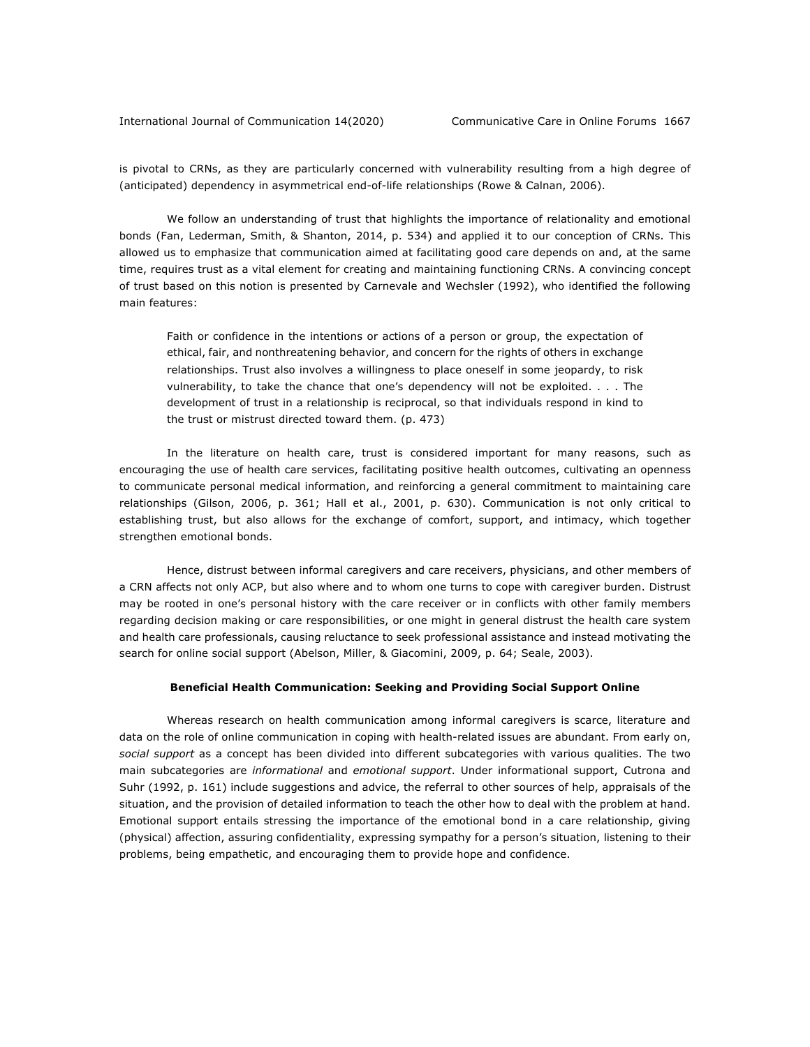is pivotal to CRNs, as they are particularly concerned with vulnerability resulting from a high degree of (anticipated) dependency in asymmetrical end-of-life relationships (Rowe & Calnan, 2006).

We follow an understanding of trust that highlights the importance of relationality and emotional bonds (Fan, Lederman, Smith, & Shanton, 2014, p. 534) and applied it to our conception of CRNs. This allowed us to emphasize that communication aimed at facilitating good care depends on and, at the same time, requires trust as a vital element for creating and maintaining functioning CRNs. A convincing concept of trust based on this notion is presented by Carnevale and Wechsler (1992), who identified the following main features:

> Faith or confidence in the intentions or actions of a person or group, the expectation of ethical, fair, and nonthreatening behavior, and concern for the rights of others in exchange relationships. Trust also involves a willingness to place oneself in some jeopardy, to risk vulnerability, to take the chance that one's dependency will not be exploited. . . . The development of trust in a relationship is reciprocal, so that individuals respond in kind to the trust or mistrust directed toward them. (p. 473)

In the literature on health care, trust is considered important for many reasons, such as encouraging the use of health care services, facilitating positive health outcomes, cultivating an openness to communicate personal medical information, and reinforcing a general commitment to maintaining care relationships (Gilson, 2006, p. 361; Hall et al., 2001, p. 630). Communication is not only critical to establishing trust, but also allows for the exchange of comfort, support, and intimacy, which together strengthen emotional bonds.

Hence, distrust between informal caregivers and care receivers, physicians, and other members of a CRN affects not only ACP, but also where and to whom one turns to cope with caregiver burden. Distrust may be rooted in one's personal history with the care receiver or in conflicts with other family members regarding decision making or care responsibilities, or one might in general distrust the health care system and health care professionals, causing reluctance to seek professional assistance and instead motivating the search for online social support (Abelson, Miller, & Giacomini, 2009, p. 64; Seale, 2003).

## Beneficial Health Communication: Seeking and Providing Social Support Online

Whereas research on health communication among informal caregivers is scarce, literature and data on the role of online communication in coping with health-related issues are abundant. From early on, *social support* as a concept has been divided into different subcategories with various qualities. The two main subcategories are *informational* and *emotional support*. Under informational support, Cutrona and Suhr (1992, p. 161) include suggestions and advice, the referral to other sources of help, appraisals of the situation, and the provision of detailed information to teach the other how to deal with the problem at hand. Emotional support entails stressing the importance of the emotional bond in a care relationship, giving (physical) affection, assuring confidentiality, expressing sympathy for a person's situation, listening to their problems, being empathetic, and encouraging them to provide hope and confidence.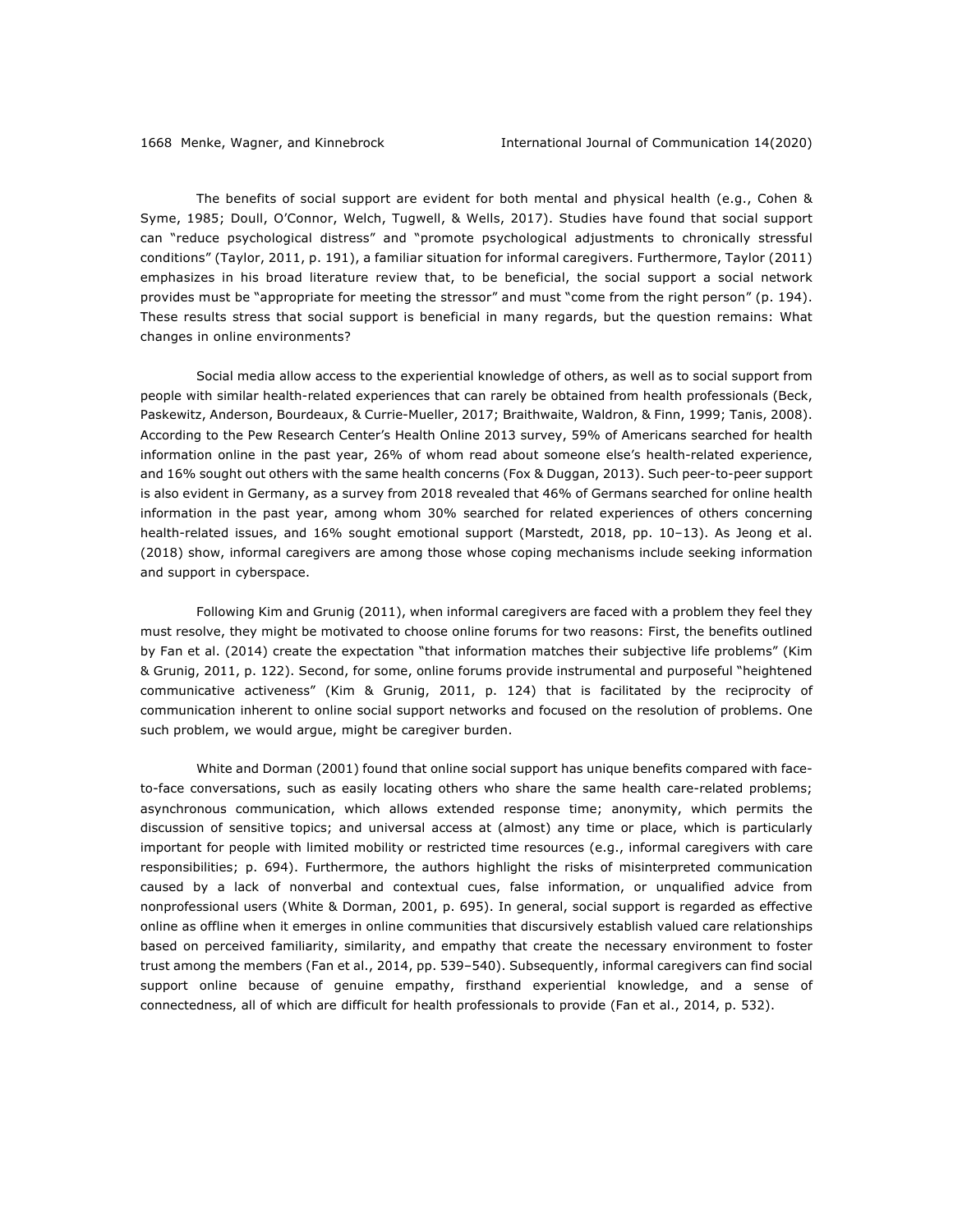The benefits of social support are evident for both mental and physical health (e.g., Cohen & Syme, 1985; Doull, O'Connor, Welch, Tugwell, & Wells, 2017). Studies have found that social support can "reduce psychological distress" and "promote psychological adjustments to chronically stressful conditions" (Taylor, 2011, p. 191), a familiar situation for informal caregivers. Furthermore, Taylor (2011) emphasizes in his broad literature review that, to be beneficial, the social support a social network provides must be "appropriate for meeting the stressor" and must "come from the right person" (p. 194). These results stress that social support is beneficial in many regards, but the question remains: What changes in online environments?

Social media allow access to the experiential knowledge of others, as well as to social support from people with similar health-related experiences that can rarely be obtained from health professionals (Beck, Paskewitz, Anderson, Bourdeaux, & Currie-Mueller, 2017; Braithwaite, Waldron, & Finn, 1999; Tanis, 2008). According to the Pew Research Center's Health Online 2013 survey, 59% of Americans searched for health information online in the past year, 26% of whom read about someone else's health-related experience, and 16% sought out others with the same health concerns (Fox & Duggan, 2013). Such peer-to-peer support is also evident in Germany, as a survey from 2018 revealed that 46% of Germans searched for online health information in the past year, among whom 30% searched for related experiences of others concerning health-related issues, and 16% sought emotional support (Marstedt, 2018, pp. 10–13). As Jeong et al. (2018) show, informal caregivers are among those whose coping mechanisms include seeking information and support in cyberspace.

Following Kim and Grunig (2011), when informal caregivers are faced with a problem they feel they must resolve, they might be motivated to choose online forums for two reasons: First, the benefits outlined by Fan et al. (2014) create the expectation "that information matches their subjective life problems" (Kim & Grunig, 2011, p. 122). Second, for some, online forums provide instrumental and purposeful "heightened communicative activeness" (Kim & Grunig, 2011, p. 124) that is facilitated by the reciprocity of communication inherent to online social support networks and focused on the resolution of problems. One such problem, we would argue, might be caregiver burden.

White and Dorman (2001) found that online social support has unique benefits compared with face-to-face conversations, such as easily locating others who share the same health care-related problems; asynchronous communication, which allows extended response time; anonymity, which permits the discussion of sensitive topics; and universal access at (almost) any time or place, which is particularly important for people with limited mobility or restricted time resources (e.g., informal caregivers with care responsibilities; p. 694). Furthermore, the authors highlight the risks of misinterpreted communication caused by a lack of nonverbal and contextual cues, false information, or unqualified advice from nonprofessional users (White & Dorman, 2001, p. 695). In general, social support is regarded as effective online as offline when it emerges in online communities that discursively establish valued care relationships based on perceived familiarity, similarity, and empathy that create the necessary environment to foster trust among the members (Fan et al., 2014, pp. 539–540). Subsequently, informal caregivers can find social support online because of genuine empathy, firsthand experiential knowledge, and a sense of connectedness, all of which are difficult for health professionals to provide (Fan et al., 2014, p. 532).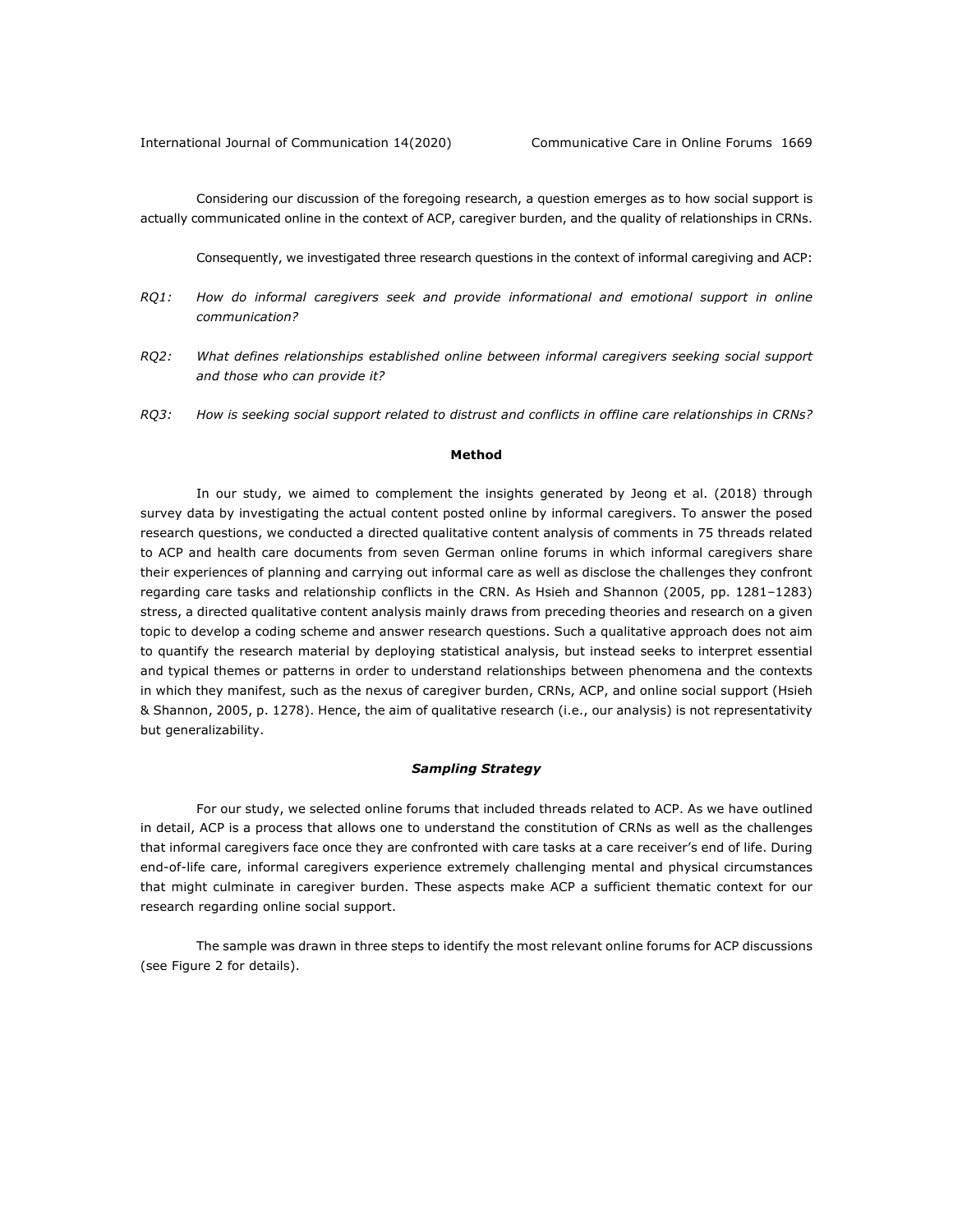Considering our discussion of the foregoing research, a question emerges as to how social support is actually communicated online in the context of ACP, caregiver burden, and the quality of relationships in CRNs.

Consequently, we investigated three research questions in the context of informal caregiving and ACP:

*RQ1: How do informal caregivers seek and provide informational and emotional support in online communication?*

*RQ2: What defines relationships established online between informal caregivers seeking social support and those who can provide it?*

*RQ3: How is seeking social support related to distrust and conflicts in offline care relationships in CRNs?*

## Method

In our study, we aimed to complement the insights generated by Jeong et al. (2018) through survey data by investigating the actual content posted online by informal caregivers. To answer the posed research questions, we conducted a directed qualitative content analysis of comments in 75 threads related to ACP and health care documents from seven German online forums in which informal caregivers share their experiences of planning and carrying out informal care as well as disclose the challenges they confront regarding care tasks and relationship conflicts in the CRN. As Hsieh and Shannon (2005, pp. 1281–1283) stress, a directed qualitative content analysis mainly draws from preceding theories and research on a given topic to develop a coding scheme and answer research questions. Such a qualitative approach does not aim to quantify the research material by deploying statistical analysis, but instead seeks to interpret essential and typical themes or patterns in order to understand relationships between phenomena and the contexts in which they manifest, such as the nexus of caregiver burden, CRNs, ACP, and online social support (Hsieh & Shannon, 2005, p. 1278). Hence, the aim of qualitative research (i.e., our analysis) is not representativity but generalizability.

### *Sampling Strategy*

For our study, we selected online forums that included threads related to ACP. As we have outlined in detail, ACP is a process that allows one to understand the constitution of CRNs as well as the challenges that informal caregivers face once they are confronted with care tasks at a care receiver's end of life. During end-of-life care, informal caregivers experience extremely challenging mental and physical circumstances that might culminate in caregiver burden. These aspects make ACP a sufficient thematic context for our research regarding online social support.

The sample was drawn in three steps to identify the most relevant online forums for ACP discussions (see Figure 2 for details).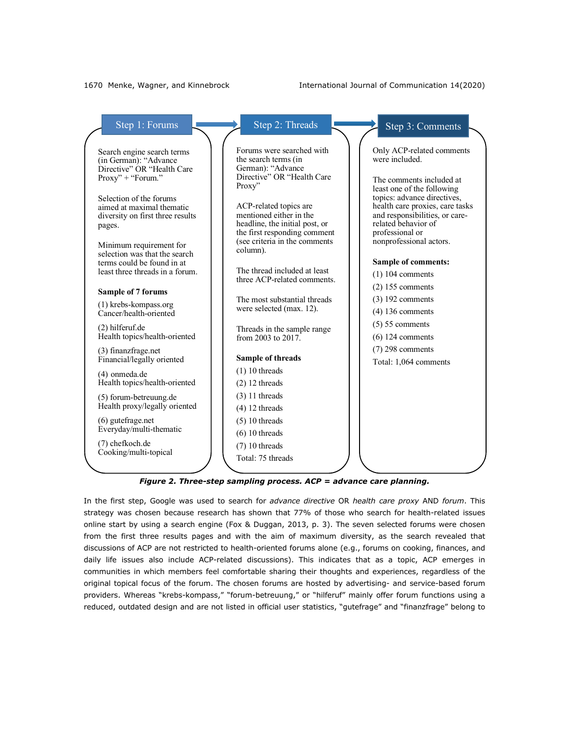**Step 1: Forums**

Search engine search terms (in German): "Advance Directive" OR "Health Care Proxy" + "Forum."

Selection of the forums aimed at maximal thematic diversity on first three results pages.

Minimum requirement for selection was that the search terms could be found in at least three threads in a forum.

**Sample of 7 forums**

(1) krebs-kompass.org
Cancer/health-oriented

(2) hilferuf.de
Health topics/health-oriented

(3) finanzfrage.net
Financial/legally oriented

(4) onmeda.de
Health topics/health-oriented

(5) forum-betreuung.de
Health proxy/legally oriented

(6) gutefrage.net
Everyday/multi-thematic

(7) chefkoch.de
Cooking/multi-topical

**Step 2: Threads**

Forums were searched with the search terms (in German): "Advance Directive" OR "Health Care Proxy"

ACP-related topics are mentioned either in the headline, the initial post, or the first responding comment (see criteria in the comments column).

The thread included at least three ACP-related comments.

The most substantial threads were selected (max. 12).

Threads in the sample range from 2003 to 2017.

**Sample of threads**

(1) 10 threads
(2) 12 threads
(3) 11 threads
(4) 12 threads
(5) 10 threads
(6) 10 threads
(7) 10 threads
Total: 75 threads

**Step 3: Comments**

Only ACP-related comments were included.

The comments included at least one of the following topics: advance directives, health care proxies, care tasks and responsibilities, or care-related behavior of professional or nonprofessional actors.

**Sample of comments:**

(1) 104 comments
(2) 155 comments
(3) 192 comments
(4) 136 comments
(5) 55 comments
(6) 124 comments
(7) 298 comments
Total: 1,064 comments

***Figure 2. Three-step sampling process. ACP = advance care planning.***

In the first step, Google was used to search for *advance directive* OR *health care proxy* AND *forum*. This strategy was chosen because research has shown that 77% of those who search for health-related issues online start by using a search engine (Fox & Duggan, 2013, p. 3). The seven selected forums were chosen from the first three results pages and with the aim of maximum diversity, as the search revealed that discussions of ACP are not restricted to health-oriented forums alone (e.g., forums on cooking, finances, and daily life issues also include ACP-related discussions). This indicates that as a topic, ACP emerges in communities in which members feel comfortable sharing their thoughts and experiences, regardless of the original topical focus of the forum. The chosen forums are hosted by advertising- and service-based forum providers. Whereas "krebs-kompass," "forum-betreuung," or "hilferuf" mainly offer forum functions using a reduced, outdated design and are not listed in official user statistics, "gutefrage" and "finanzfrage" belong to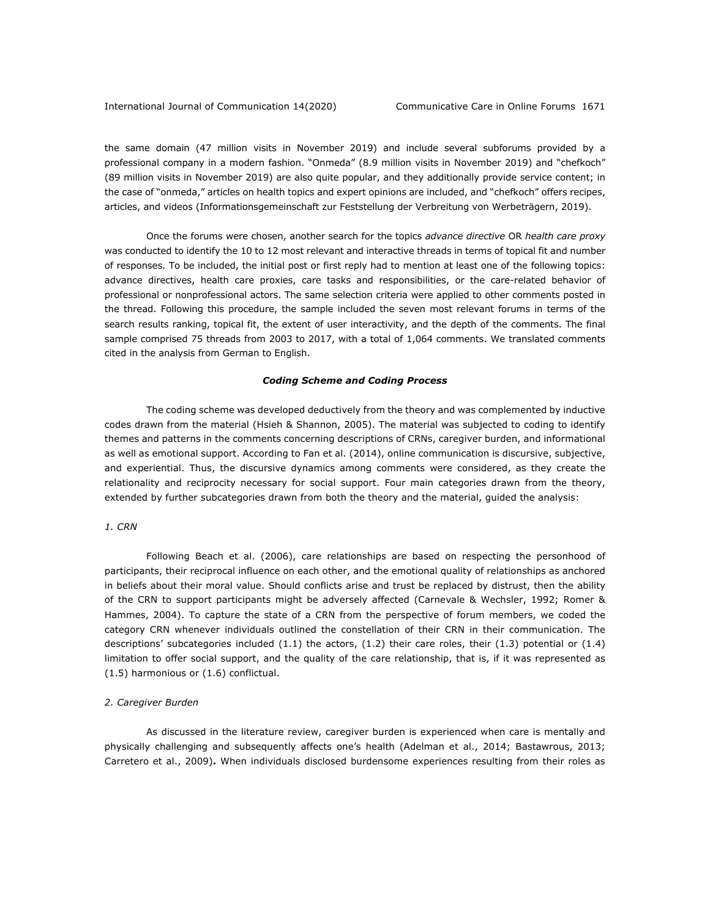the same domain (47 million visits in November 2019) and include several subforums provided by a professional company in a modern fashion. "Onmeda" (8.9 million visits in November 2019) and "chefkoch" (89 million visits in November 2019) are also quite popular, and they additionally provide service content; in the case of "onmeda," articles on health topics and expert opinions are included, and "chefkoch" offers recipes, articles, and videos (Informationsgemeinschaft zur Feststellung der Verbreitung von Werbeträgern, 2019).

Once the forums were chosen, another search for the topics *advance directive* OR *health care proxy* was conducted to identify the 10 to 12 most relevant and interactive threads in terms of topical fit and number of responses. To be included, the initial post or first reply had to mention at least one of the following topics: advance directives, health care proxies, care tasks and responsibilities, or the care-related behavior of professional or nonprofessional actors. The same selection criteria were applied to other comments posted in the thread. Following this procedure, the sample included the seven most relevant forums in terms of the search results ranking, topical fit, the extent of user interactivity, and the depth of the comments. The final sample comprised 75 threads from 2003 to 2017, with a total of 1,064 comments. We translated comments cited in the analysis from German to English.

### ***Coding Scheme and Coding Process***

The coding scheme was developed deductively from the theory and was complemented by inductive codes drawn from the material (Hsieh & Shannon, 2005). The material was subjected to coding to identify themes and patterns in the comments concerning descriptions of CRNs, caregiver burden, and informational as well as emotional support. According to Fan et al. (2014), online communication is discursive, subjective, and experiential. Thus, the discursive dynamics among comments were considered, as they create the relationality and reciprocity necessary for social support. Four main categories drawn from the theory, extended by further subcategories drawn from both the theory and the material, guided the analysis:

*1. CRN*

Following Beach et al. (2006), care relationships are based on respecting the personhood of participants, their reciprocal influence on each other, and the emotional quality of relationships as anchored in beliefs about their moral value. Should conflicts arise and trust be replaced by distrust, then the ability of the CRN to support participants might be adversely affected (Carnevale & Wechsler, 1992; Romer & Hammes, 2004). To capture the state of a CRN from the perspective of forum members, we coded the category CRN whenever individuals outlined the constellation of their CRN in their communication. The descriptions' subcategories included (1.1) the actors, (1.2) their care roles, their (1.3) potential or (1.4) limitation to offer social support, and the quality of the care relationship, that is, if it was represented as (1.5) harmonious or (1.6) conflictual.

*2. Caregiver Burden*

As discussed in the literature review, caregiver burden is experienced when care is mentally and physically challenging and subsequently affects one's health (Adelman et al., 2014; Bastawrous, 2013; Carretero et al., 2009)**.** When individuals disclosed burdensome experiences resulting from their roles as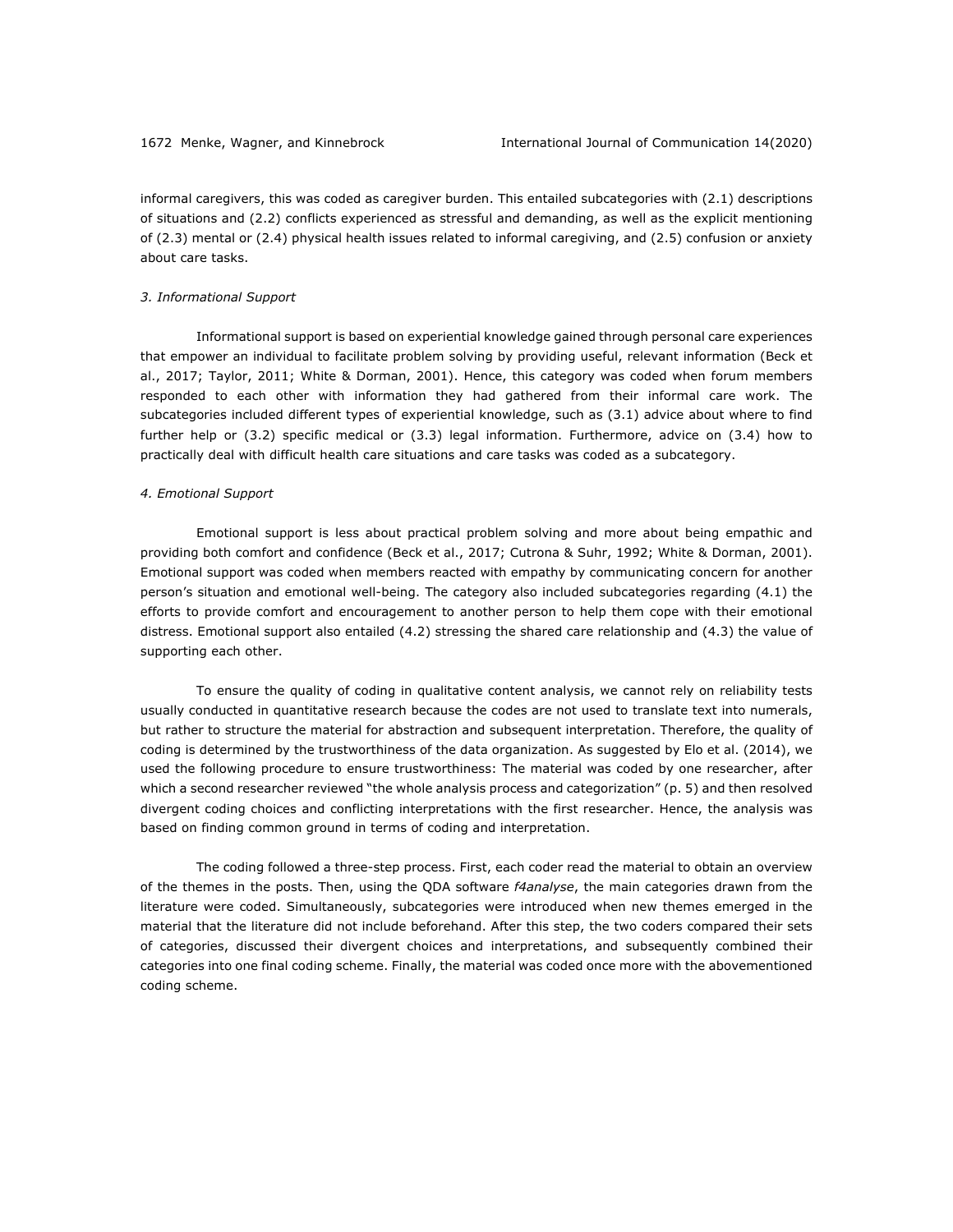informal caregivers, this was coded as caregiver burden. This entailed subcategories with (2.1) descriptions of situations and (2.2) conflicts experienced as stressful and demanding, as well as the explicit mentioning of (2.3) mental or (2.4) physical health issues related to informal caregiving, and (2.5) confusion or anxiety about care tasks.

*3. Informational Support*

Informational support is based on experiential knowledge gained through personal care experiences that empower an individual to facilitate problem solving by providing useful, relevant information (Beck et al., 2017; Taylor, 2011; White & Dorman, 2001). Hence, this category was coded when forum members responded to each other with information they had gathered from their informal care work. The subcategories included different types of experiential knowledge, such as (3.1) advice about where to find further help or (3.2) specific medical or (3.3) legal information. Furthermore, advice on (3.4) how to practically deal with difficult health care situations and care tasks was coded as a subcategory.

*4. Emotional Support*

Emotional support is less about practical problem solving and more about being empathic and providing both comfort and confidence (Beck et al., 2017; Cutrona & Suhr, 1992; White & Dorman, 2001). Emotional support was coded when members reacted with empathy by communicating concern for another person's situation and emotional well-being. The category also included subcategories regarding (4.1) the efforts to provide comfort and encouragement to another person to help them cope with their emotional distress. Emotional support also entailed (4.2) stressing the shared care relationship and (4.3) the value of supporting each other.

To ensure the quality of coding in qualitative content analysis, we cannot rely on reliability tests usually conducted in quantitative research because the codes are not used to translate text into numerals, but rather to structure the material for abstraction and subsequent interpretation. Therefore, the quality of coding is determined by the trustworthiness of the data organization. As suggested by Elo et al. (2014), we used the following procedure to ensure trustworthiness: The material was coded by one researcher, after which a second researcher reviewed "the whole analysis process and categorization" (p. 5) and then resolved divergent coding choices and conflicting interpretations with the first researcher. Hence, the analysis was based on finding common ground in terms of coding and interpretation.

The coding followed a three-step process. First, each coder read the material to obtain an overview of the themes in the posts. Then, using the QDA software *f4analyse*, the main categories drawn from the literature were coded. Simultaneously, subcategories were introduced when new themes emerged in the material that the literature did not include beforehand. After this step, the two coders compared their sets of categories, discussed their divergent choices and interpretations, and subsequently combined their categories into one final coding scheme. Finally, the material was coded once more with the abovementioned coding scheme.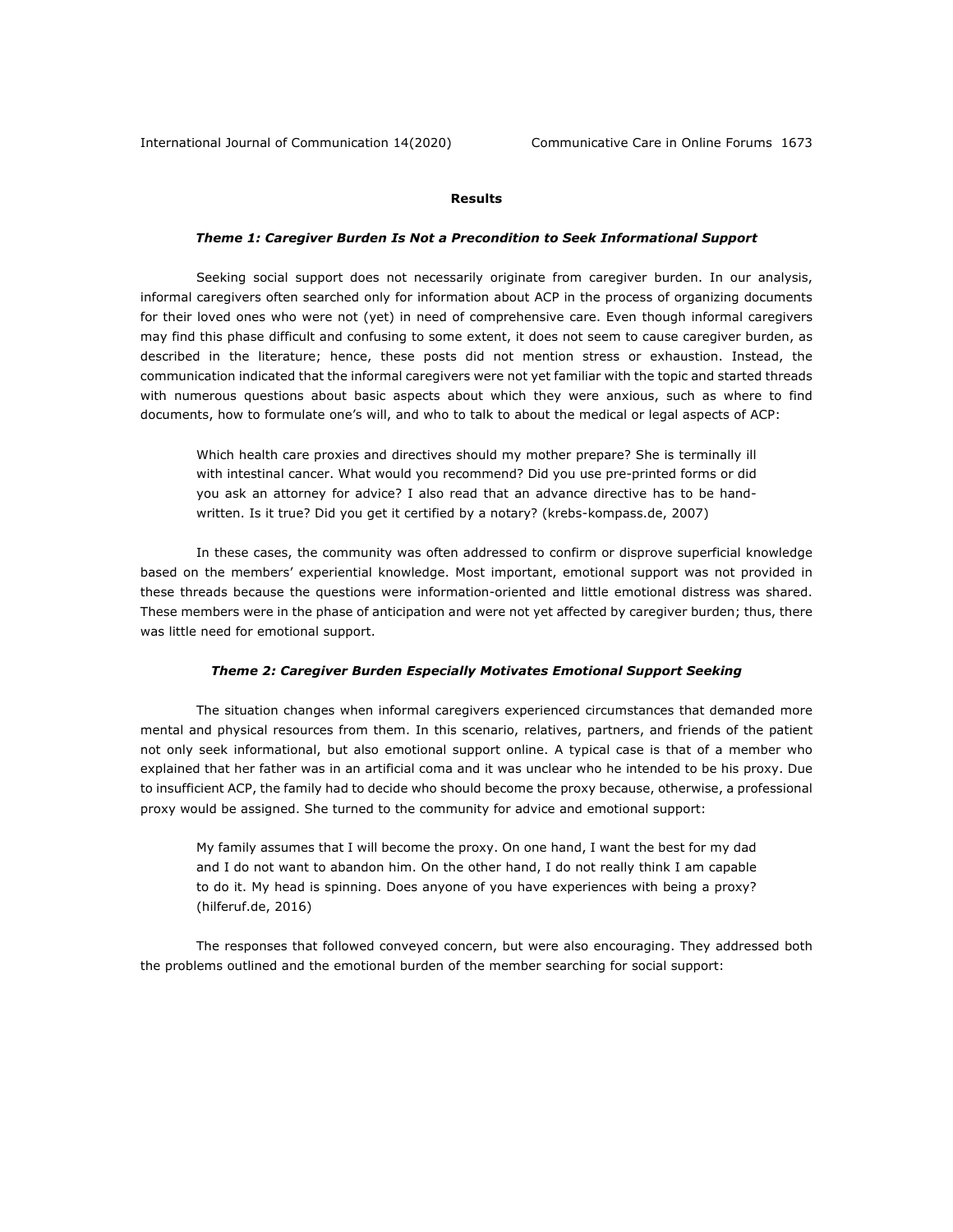## Results

### *Theme 1: Caregiver Burden Is Not a Precondition to Seek Informational Support*

Seeking social support does not necessarily originate from caregiver burden. In our analysis, informal caregivers often searched only for information about ACP in the process of organizing documents for their loved ones who were not (yet) in need of comprehensive care. Even though informal caregivers may find this phase difficult and confusing to some extent, it does not seem to cause caregiver burden, as described in the literature; hence, these posts did not mention stress or exhaustion. Instead, the communication indicated that the informal caregivers were not yet familiar with the topic and started threads with numerous questions about basic aspects about which they were anxious, such as where to find documents, how to formulate one's will, and who to talk to about the medical or legal aspects of ACP:

> Which health care proxies and directives should my mother prepare? She is terminally ill with intestinal cancer. What would you recommend? Did you use pre-printed forms or did you ask an attorney for advice? I also read that an advance directive has to be hand-written. Is it true? Did you get it certified by a notary? (krebs-kompass.de, 2007)

In these cases, the community was often addressed to confirm or disprove superficial knowledge based on the members' experiential knowledge. Most important, emotional support was not provided in these threads because the questions were information-oriented and little emotional distress was shared. These members were in the phase of anticipation and were not yet affected by caregiver burden; thus, there was little need for emotional support.

### *Theme 2: Caregiver Burden Especially Motivates Emotional Support Seeking*

The situation changes when informal caregivers experienced circumstances that demanded more mental and physical resources from them. In this scenario, relatives, partners, and friends of the patient not only seek informational, but also emotional support online. A typical case is that of a member who explained that her father was in an artificial coma and it was unclear who he intended to be his proxy. Due to insufficient ACP, the family had to decide who should become the proxy because, otherwise, a professional proxy would be assigned. She turned to the community for advice and emotional support:

> My family assumes that I will become the proxy. On one hand, I want the best for my dad and I do not want to abandon him. On the other hand, I do not really think I am capable to do it. My head is spinning. Does anyone of you have experiences with being a proxy? (hilferuf.de, 2016)

The responses that followed conveyed concern, but were also encouraging. They addressed both the problems outlined and the emotional burden of the member searching for social support: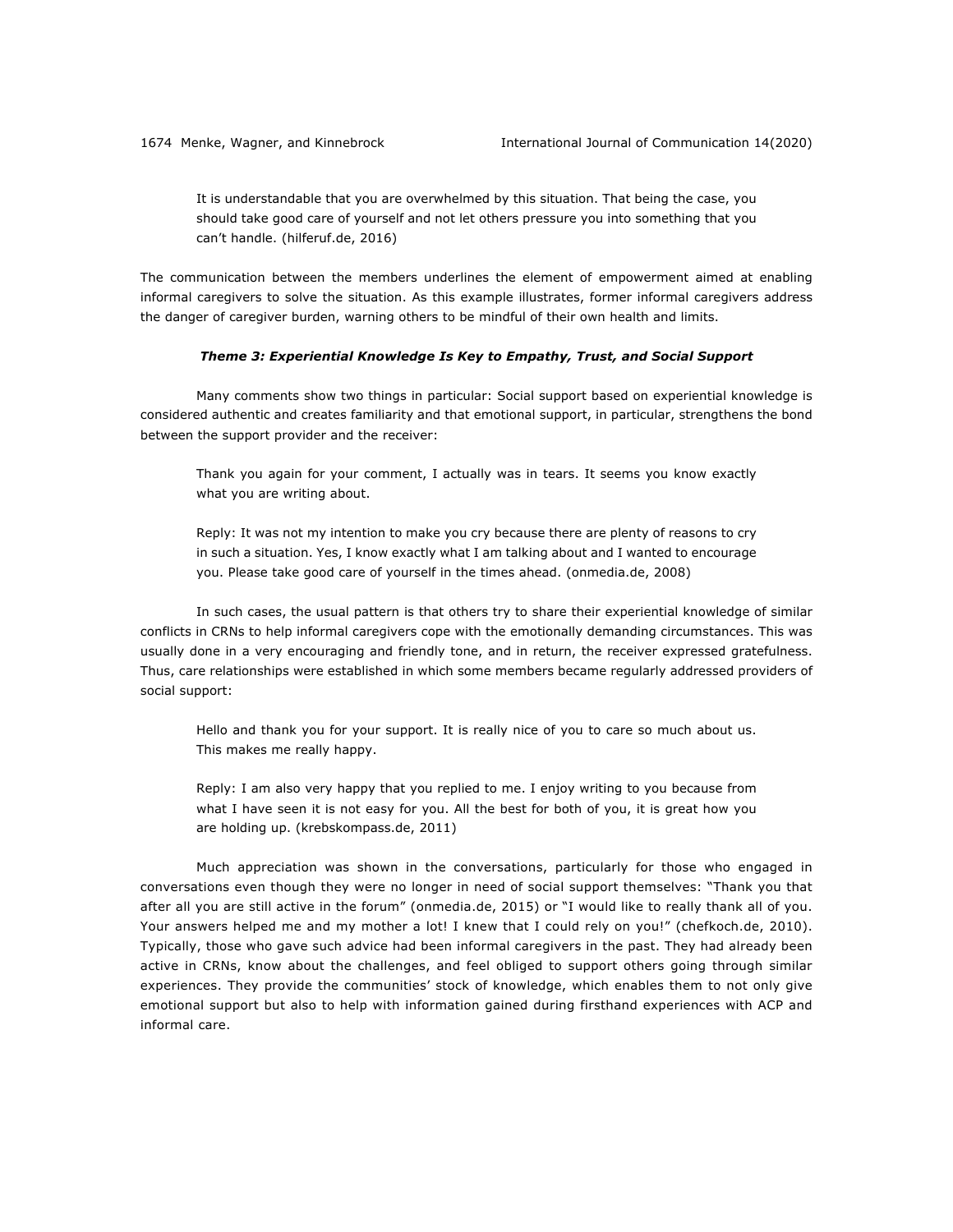> It is understandable that you are overwhelmed by this situation. That being the case, you should take good care of yourself and not let others pressure you into something that you can't handle. (hilferuf.de, 2016)

The communication between the members underlines the element of empowerment aimed at enabling informal caregivers to solve the situation. As this example illustrates, former informal caregivers address the danger of caregiver burden, warning others to be mindful of their own health and limits.

### *Theme 3: Experiential Knowledge Is Key to Empathy, Trust, and Social Support*

Many comments show two things in particular: Social support based on experiential knowledge is considered authentic and creates familiarity and that emotional support, in particular, strengthens the bond between the support provider and the receiver:

> Thank you again for your comment, I actually was in tears. It seems you know exactly what you are writing about.
>
> Reply: It was not my intention to make you cry because there are plenty of reasons to cry in such a situation. Yes, I know exactly what I am talking about and I wanted to encourage you. Please take good care of yourself in the times ahead. (onmedia.de, 2008)

In such cases, the usual pattern is that others try to share their experiential knowledge of similar conflicts in CRNs to help informal caregivers cope with the emotionally demanding circumstances. This was usually done in a very encouraging and friendly tone, and in return, the receiver expressed gratefulness. Thus, care relationships were established in which some members became regularly addressed providers of social support:

> Hello and thank you for your support. It is really nice of you to care so much about us. This makes me really happy.
>
> Reply: I am also very happy that you replied to me. I enjoy writing to you because from what I have seen it is not easy for you. All the best for both of you, it is great how you are holding up. (krebskompass.de, 2011)

Much appreciation was shown in the conversations, particularly for those who engaged in conversations even though they were no longer in need of social support themselves: "Thank you that after all you are still active in the forum" (onmedia.de, 2015) or "I would like to really thank all of you. Your answers helped me and my mother a lot! I knew that I could rely on you!" (chefkoch.de, 2010). Typically, those who gave such advice had been informal caregivers in the past. They had already been active in CRNs, know about the challenges, and feel obliged to support others going through similar experiences. They provide the communities' stock of knowledge, which enables them to not only give emotional support but also to help with information gained during firsthand experiences with ACP and informal care.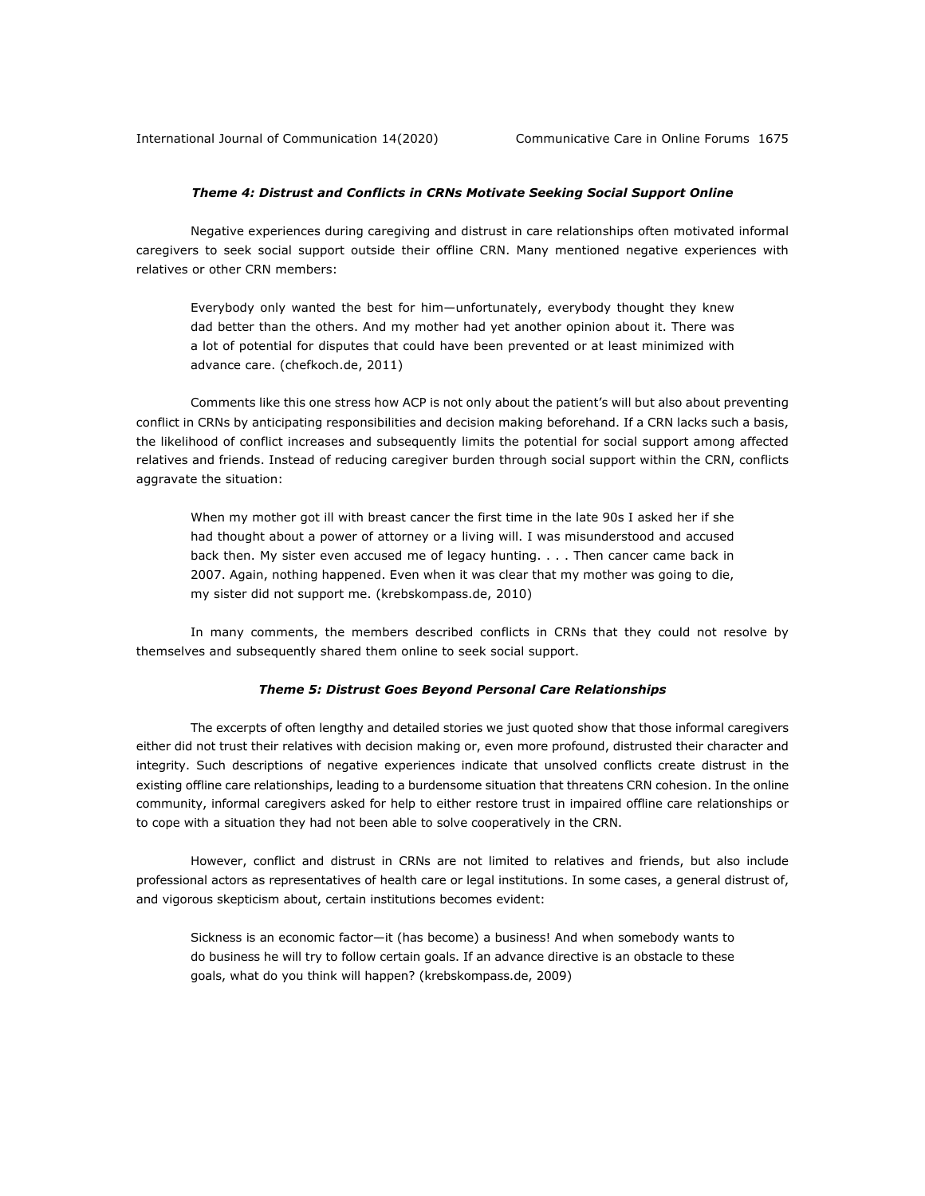### *Theme 4: Distrust and Conflicts in CRNs Motivate Seeking Social Support Online*

Negative experiences during caregiving and distrust in care relationships often motivated informal caregivers to seek social support outside their offline CRN. Many mentioned negative experiences with relatives or other CRN members:

> Everybody only wanted the best for him—unfortunately, everybody thought they knew dad better than the others. And my mother had yet another opinion about it. There was a lot of potential for disputes that could have been prevented or at least minimized with advance care. (chefkoch.de, 2011)

Comments like this one stress how ACP is not only about the patient's will but also about preventing conflict in CRNs by anticipating responsibilities and decision making beforehand. If a CRN lacks such a basis, the likelihood of conflict increases and subsequently limits the potential for social support among affected relatives and friends. Instead of reducing caregiver burden through social support within the CRN, conflicts aggravate the situation:

> When my mother got ill with breast cancer the first time in the late 90s I asked her if she had thought about a power of attorney or a living will. I was misunderstood and accused back then. My sister even accused me of legacy hunting. . . . Then cancer came back in 2007. Again, nothing happened. Even when it was clear that my mother was going to die, my sister did not support me. (krebskompass.de, 2010)

In many comments, the members described conflicts in CRNs that they could not resolve by themselves and subsequently shared them online to seek social support.

### *Theme 5: Distrust Goes Beyond Personal Care Relationships*

The excerpts of often lengthy and detailed stories we just quoted show that those informal caregivers either did not trust their relatives with decision making or, even more profound, distrusted their character and integrity. Such descriptions of negative experiences indicate that unsolved conflicts create distrust in the existing offline care relationships, leading to a burdensome situation that threatens CRN cohesion. In the online community, informal caregivers asked for help to either restore trust in impaired offline care relationships or to cope with a situation they had not been able to solve cooperatively in the CRN.

However, conflict and distrust in CRNs are not limited to relatives and friends, but also include professional actors as representatives of health care or legal institutions. In some cases, a general distrust of, and vigorous skepticism about, certain institutions becomes evident:

> Sickness is an economic factor—it (has become) a business! And when somebody wants to do business he will try to follow certain goals. If an advance directive is an obstacle to these goals, what do you think will happen? (krebskompass.de, 2009)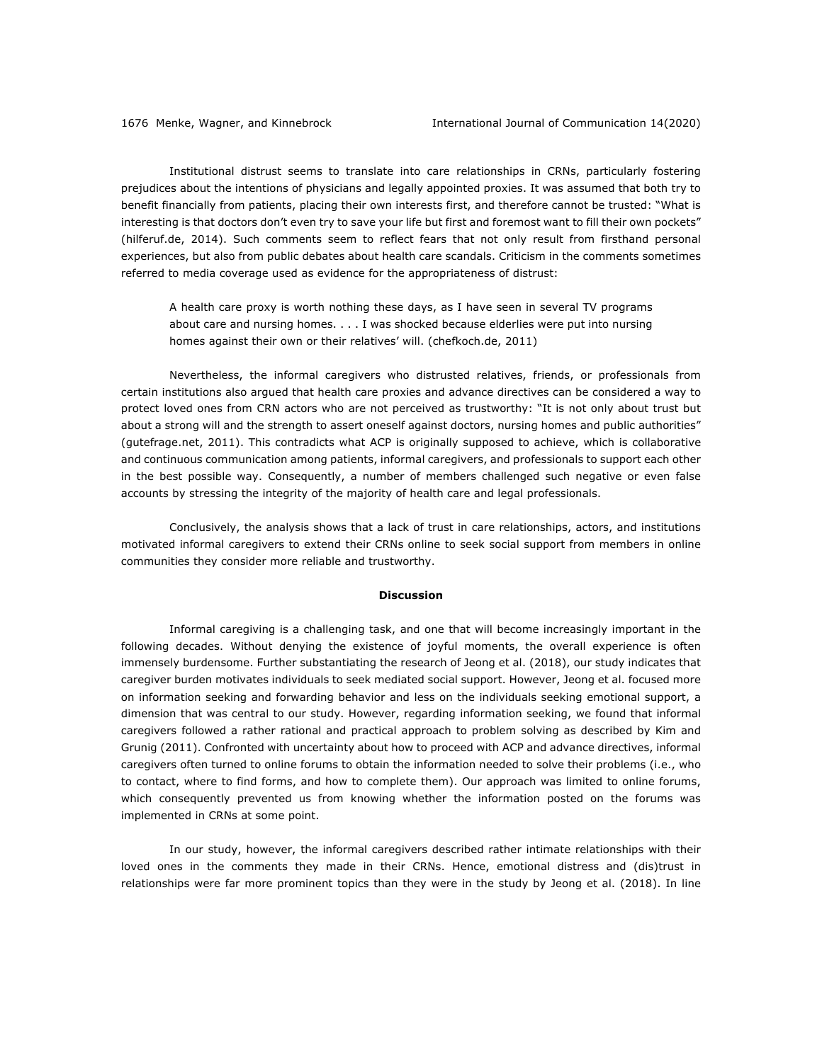Institutional distrust seems to translate into care relationships in CRNs, particularly fostering prejudices about the intentions of physicians and legally appointed proxies. It was assumed that both try to benefit financially from patients, placing their own interests first, and therefore cannot be trusted: "What is interesting is that doctors don't even try to save your life but first and foremost want to fill their own pockets" (hilferuf.de, 2014). Such comments seem to reflect fears that not only result from firsthand personal experiences, but also from public debates about health care scandals. Criticism in the comments sometimes referred to media coverage used as evidence for the appropriateness of distrust:

> A health care proxy is worth nothing these days, as I have seen in several TV programs about care and nursing homes. . . . I was shocked because elderlies were put into nursing homes against their own or their relatives' will. (chefkoch.de, 2011)

Nevertheless, the informal caregivers who distrusted relatives, friends, or professionals from certain institutions also argued that health care proxies and advance directives can be considered a way to protect loved ones from CRN actors who are not perceived as trustworthy: "It is not only about trust but about a strong will and the strength to assert oneself against doctors, nursing homes and public authorities" (gutefrage.net, 2011). This contradicts what ACP is originally supposed to achieve, which is collaborative and continuous communication among patients, informal caregivers, and professionals to support each other in the best possible way. Consequently, a number of members challenged such negative or even false accounts by stressing the integrity of the majority of health care and legal professionals.

Conclusively, the analysis shows that a lack of trust in care relationships, actors, and institutions motivated informal caregivers to extend their CRNs online to seek social support from members in online communities they consider more reliable and trustworthy.

## Discussion

Informal caregiving is a challenging task, and one that will become increasingly important in the following decades. Without denying the existence of joyful moments, the overall experience is often immensely burdensome. Further substantiating the research of Jeong et al. (2018), our study indicates that caregiver burden motivates individuals to seek mediated social support. However, Jeong et al. focused more on information seeking and forwarding behavior and less on the individuals seeking emotional support, a dimension that was central to our study. However, regarding information seeking, we found that informal caregivers followed a rather rational and practical approach to problem solving as described by Kim and Grunig (2011). Confronted with uncertainty about how to proceed with ACP and advance directives, informal caregivers often turned to online forums to obtain the information needed to solve their problems (i.e., who to contact, where to find forms, and how to complete them). Our approach was limited to online forums, which consequently prevented us from knowing whether the information posted on the forums was implemented in CRNs at some point.

In our study, however, the informal caregivers described rather intimate relationships with their loved ones in the comments they made in their CRNs. Hence, emotional distress and (dis)trust in relationships were far more prominent topics than they were in the study by Jeong et al. (2018). In line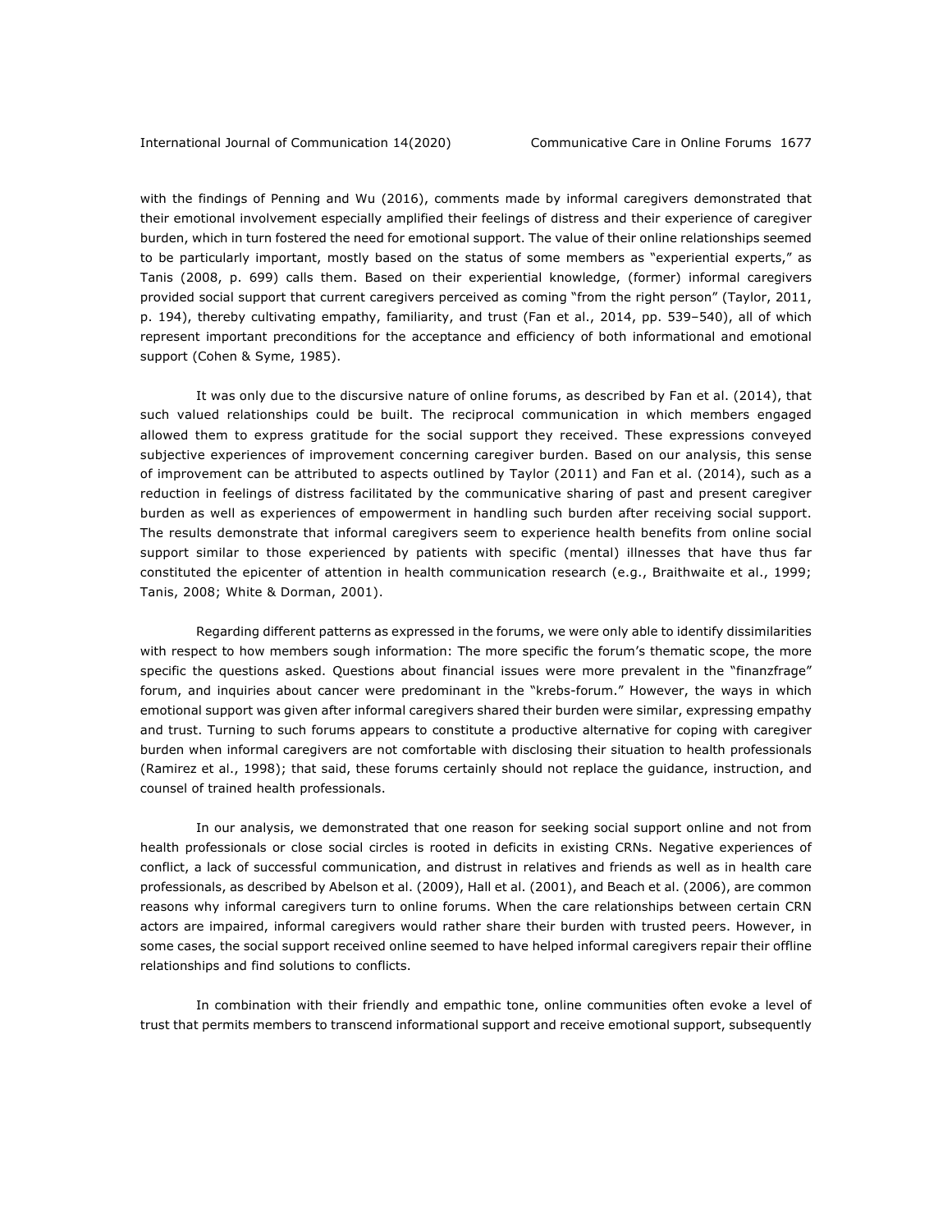with the findings of Penning and Wu (2016), comments made by informal caregivers demonstrated that their emotional involvement especially amplified their feelings of distress and their experience of caregiver burden, which in turn fostered the need for emotional support. The value of their online relationships seemed to be particularly important, mostly based on the status of some members as "experiential experts," as Tanis (2008, p. 699) calls them. Based on their experiential knowledge, (former) informal caregivers provided social support that current caregivers perceived as coming "from the right person" (Taylor, 2011, p. 194), thereby cultivating empathy, familiarity, and trust (Fan et al., 2014, pp. 539–540), all of which represent important preconditions for the acceptance and efficiency of both informational and emotional support (Cohen & Syme, 1985).

It was only due to the discursive nature of online forums, as described by Fan et al. (2014), that such valued relationships could be built. The reciprocal communication in which members engaged allowed them to express gratitude for the social support they received. These expressions conveyed subjective experiences of improvement concerning caregiver burden. Based on our analysis, this sense of improvement can be attributed to aspects outlined by Taylor (2011) and Fan et al. (2014), such as a reduction in feelings of distress facilitated by the communicative sharing of past and present caregiver burden as well as experiences of empowerment in handling such burden after receiving social support. The results demonstrate that informal caregivers seem to experience health benefits from online social support similar to those experienced by patients with specific (mental) illnesses that have thus far constituted the epicenter of attention in health communication research (e.g., Braithwaite et al., 1999; Tanis, 2008; White & Dorman, 2001).

Regarding different patterns as expressed in the forums, we were only able to identify dissimilarities with respect to how members sough information: The more specific the forum's thematic scope, the more specific the questions asked. Questions about financial issues were more prevalent in the "finanzfrage" forum, and inquiries about cancer were predominant in the "krebs-forum." However, the ways in which emotional support was given after informal caregivers shared their burden were similar, expressing empathy and trust. Turning to such forums appears to constitute a productive alternative for coping with caregiver burden when informal caregivers are not comfortable with disclosing their situation to health professionals (Ramirez et al., 1998); that said, these forums certainly should not replace the guidance, instruction, and counsel of trained health professionals.

In our analysis, we demonstrated that one reason for seeking social support online and not from health professionals or close social circles is rooted in deficits in existing CRNs. Negative experiences of conflict, a lack of successful communication, and distrust in relatives and friends as well as in health care professionals, as described by Abelson et al. (2009), Hall et al. (2001), and Beach et al. (2006), are common reasons why informal caregivers turn to online forums. When the care relationships between certain CRN actors are impaired, informal caregivers would rather share their burden with trusted peers. However, in some cases, the social support received online seemed to have helped informal caregivers repair their offline relationships and find solutions to conflicts.

In combination with their friendly and empathic tone, online communities often evoke a level of trust that permits members to transcend informational support and receive emotional support, subsequently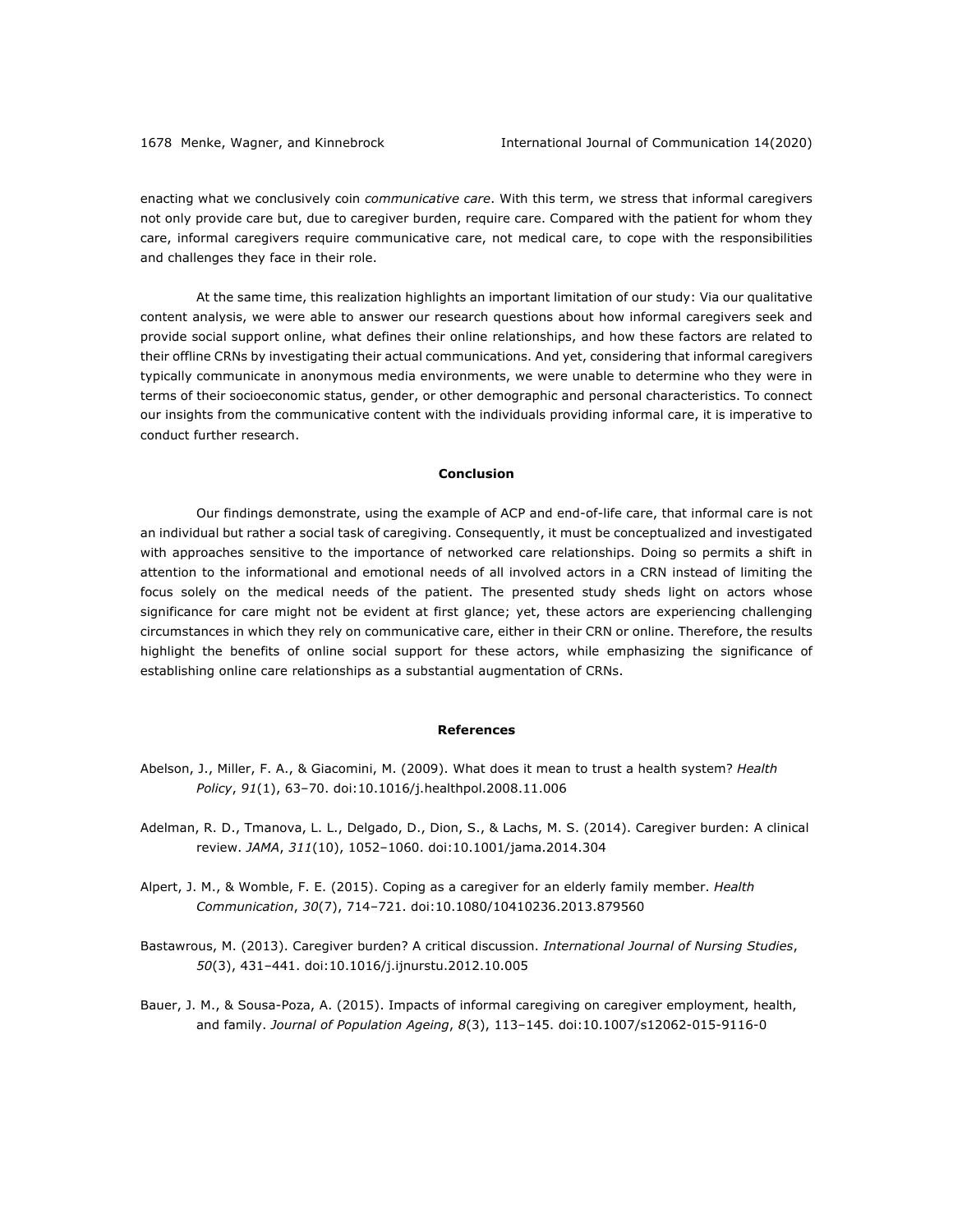enacting what we conclusively coin *communicative care*. With this term, we stress that informal caregivers not only provide care but, due to caregiver burden, require care. Compared with the patient for whom they care, informal caregivers require communicative care, not medical care, to cope with the responsibilities and challenges they face in their role.

At the same time, this realization highlights an important limitation of our study: Via our qualitative content analysis, we were able to answer our research questions about how informal caregivers seek and provide social support online, what defines their online relationships, and how these factors are related to their offline CRNs by investigating their actual communications. And yet, considering that informal caregivers typically communicate in anonymous media environments, we were unable to determine who they were in terms of their socioeconomic status, gender, or other demographic and personal characteristics. To connect our insights from the communicative content with the individuals providing informal care, it is imperative to conduct further research.

## Conclusion

Our findings demonstrate, using the example of ACP and end-of-life care, that informal care is not an individual but rather a social task of caregiving. Consequently, it must be conceptualized and investigated with approaches sensitive to the importance of networked care relationships. Doing so permits a shift in attention to the informational and emotional needs of all involved actors in a CRN instead of limiting the focus solely on the medical needs of the patient. The presented study sheds light on actors whose significance for care might not be evident at first glance; yet, these actors are experiencing challenging circumstances in which they rely on communicative care, either in their CRN or online. Therefore, the results highlight the benefits of online social support for these actors, while emphasizing the significance of establishing online care relationships as a substantial augmentation of CRNs.

## References

Abelson, J., Miller, F. A., & Giacomini, M. (2009). What does it mean to trust a health system? *Health Policy*, *91*(1), 63–70. doi:10.1016/j.healthpol.2008.11.006

Adelman, R. D., Tmanova, L. L., Delgado, D., Dion, S., & Lachs, M. S. (2014). Caregiver burden: A clinical review. *JAMA*, *311*(10), 1052–1060. doi:10.1001/jama.2014.304

Alpert, J. M., & Womble, F. E. (2015). Coping as a caregiver for an elderly family member. *Health Communication*, *30*(7), 714–721. doi:10.1080/10410236.2013.879560

Bastawrous, M. (2013). Caregiver burden? A critical discussion. *International Journal of Nursing Studies*, *50*(3), 431–441. doi:10.1016/j.ijnurstu.2012.10.005

Bauer, J. M., & Sousa-Poza, A. (2015). Impacts of informal caregiving on caregiver employment, health, and family. *Journal of Population Ageing*, *8*(3), 113–145. doi:10.1007/s12062-015-9116-0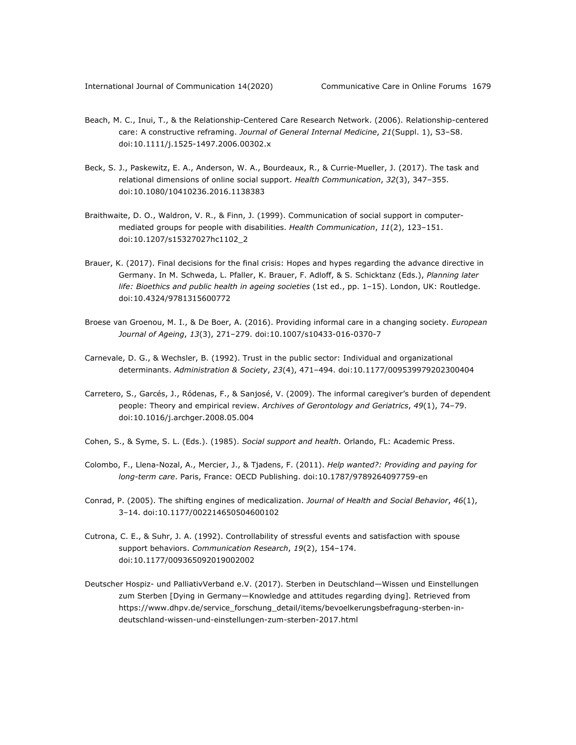Beach, M. C., Inui, T., & the Relationship-Centered Care Research Network. (2006). Relationship-centered care: A constructive reframing. *Journal of General Internal Medicine*, *21*(Suppl. 1), S3–S8. doi:10.1111/j.1525-1497.2006.00302.x

Beck, S. J., Paskewitz, E. A., Anderson, W. A., Bourdeaux, R., & Currie-Mueller, J. (2017). The task and relational dimensions of online social support. *Health Communication*, *32*(3), 347–355. doi:10.1080/10410236.2016.1138383

Braithwaite, D. O., Waldron, V. R., & Finn, J. (1999). Communication of social support in computer-mediated groups for people with disabilities. *Health Communication*, *11*(2), 123–151. doi:10.1207/s15327027hc1102_2

Brauer, K. (2017). Final decisions for the final crisis: Hopes and hypes regarding the advance directive in Germany. In M. Schweda, L. Pfaller, K. Brauer, F. Adloff, & S. Schicktanz (Eds.), *Planning later life: Bioethics and public health in ageing societies* (1st ed., pp. 1–15). London, UK: Routledge. doi:10.4324/9781315600772

Broese van Groenou, M. I., & De Boer, A. (2016). Providing informal care in a changing society. *European Journal of Ageing*, *13*(3), 271–279. doi:10.1007/s10433-016-0370-7

Carnevale, D. G., & Wechsler, B. (1992). Trust in the public sector: Individual and organizational determinants. *Administration & Society*, *23*(4), 471–494. doi:10.1177/009539979202300404

Carretero, S., Garcés, J., Ródenas, F., & Sanjosé, V. (2009). The informal caregiver's burden of dependent people: Theory and empirical review. *Archives of Gerontology and Geriatrics*, *49*(1), 74–79. doi:10.1016/j.archger.2008.05.004

Cohen, S., & Syme, S. L. (Eds.). (1985). *Social support and health*. Orlando, FL: Academic Press.

Colombo, F., Llena-Nozal, A., Mercier, J., & Tjadens, F. (2011). *Help wanted?: Providing and paying for long-term care*. Paris, France: OECD Publishing. doi:10.1787/9789264097759-en

Conrad, P. (2005). The shifting engines of medicalization. *Journal of Health and Social Behavior*, *46*(1), 3–14. doi:10.1177/002214650504600102

Cutrona, C. E., & Suhr, J. A. (1992). Controllability of stressful events and satisfaction with spouse support behaviors. *Communication Research*, *19*(2), 154–174. doi:10.1177/009365092019002002

Deutscher Hospiz- und PalliativVerband e.V. (2017). Sterben in Deutschland—Wissen und Einstellungen zum Sterben [Dying in Germany—Knowledge and attitudes regarding dying]. Retrieved from https://www.dhpv.de/service_forschung_detail/items/bevoelkerungsbefragung-sterben-in-deutschland-wissen-und-einstellungen-zum-sterben-2017.html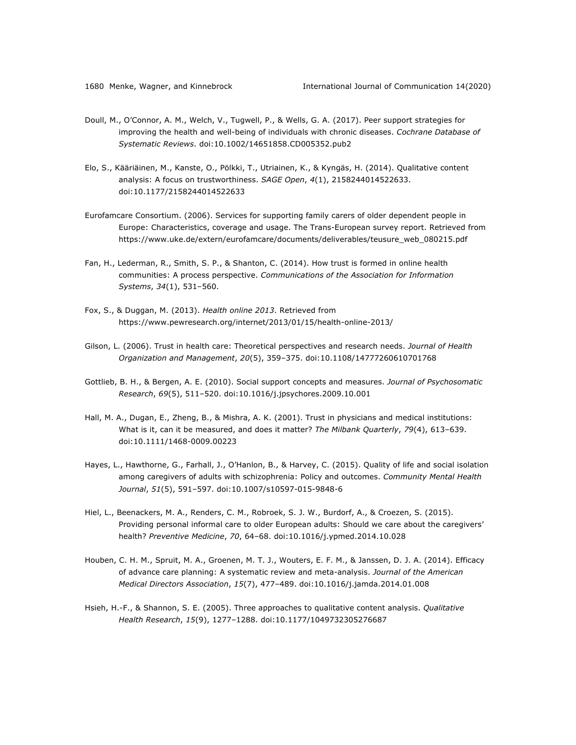Doull, M., O'Connor, A. M., Welch, V., Tugwell, P., & Wells, G. A. (2017). Peer support strategies for improving the health and well-being of individuals with chronic diseases. *Cochrane Database of Systematic Reviews*. doi:10.1002/14651858.CD005352.pub2

Elo, S., Kääriäinen, M., Kanste, O., Pölkki, T., Utriainen, K., & Kyngäs, H. (2014). Qualitative content analysis: A focus on trustworthiness. *SAGE Open*, *4*(1), 2158244014522633. doi:10.1177/2158244014522633

Eurofamcare Consortium. (2006). Services for supporting family carers of older dependent people in Europe: Characteristics, coverage and usage. The Trans-European survey report. Retrieved from https://www.uke.de/extern/eurofamcare/documents/deliverables/teusure_web_080215.pdf

Fan, H., Lederman, R., Smith, S. P., & Shanton, C. (2014). How trust is formed in online health communities: A process perspective. *Communications of the Association for Information Systems*, *34*(1), 531–560.

Fox, S., & Duggan, M. (2013). *Health online 2013*. Retrieved from https://www.pewresearch.org/internet/2013/01/15/health-online-2013/

Gilson, L. (2006). Trust in health care: Theoretical perspectives and research needs. *Journal of Health Organization and Management*, *20*(5), 359–375. doi:10.1108/14777260610701768

Gottlieb, B. H., & Bergen, A. E. (2010). Social support concepts and measures. *Journal of Psychosomatic Research*, *69*(5), 511–520. doi:10.1016/j.jpsychores.2009.10.001

Hall, M. A., Dugan, E., Zheng, B., & Mishra, A. K. (2001). Trust in physicians and medical institutions: What is it, can it be measured, and does it matter? *The Milbank Quarterly*, *79*(4), 613–639. doi:10.1111/1468-0009.00223

Hayes, L., Hawthorne, G., Farhall, J., O'Hanlon, B., & Harvey, C. (2015). Quality of life and social isolation among caregivers of adults with schizophrenia: Policy and outcomes. *Community Mental Health Journal*, *51*(5), 591–597. doi:10.1007/s10597-015-9848-6

Hiel, L., Beenackers, M. A., Renders, C. M., Robroek, S. J. W., Burdorf, A., & Croezen, S. (2015). Providing personal informal care to older European adults: Should we care about the caregivers' health? *Preventive Medicine*, *70*, 64–68. doi:10.1016/j.ypmed.2014.10.028

Houben, C. H. M., Spruit, M. A., Groenen, M. T. J., Wouters, E. F. M., & Janssen, D. J. A. (2014). Efficacy of advance care planning: A systematic review and meta-analysis. *Journal of the American Medical Directors Association*, *15*(7), 477–489. doi:10.1016/j.jamda.2014.01.008

Hsieh, H.-F., & Shannon, S. E. (2005). Three approaches to qualitative content analysis. *Qualitative Health Research*, *15*(9), 1277–1288. doi:10.1177/1049732305276687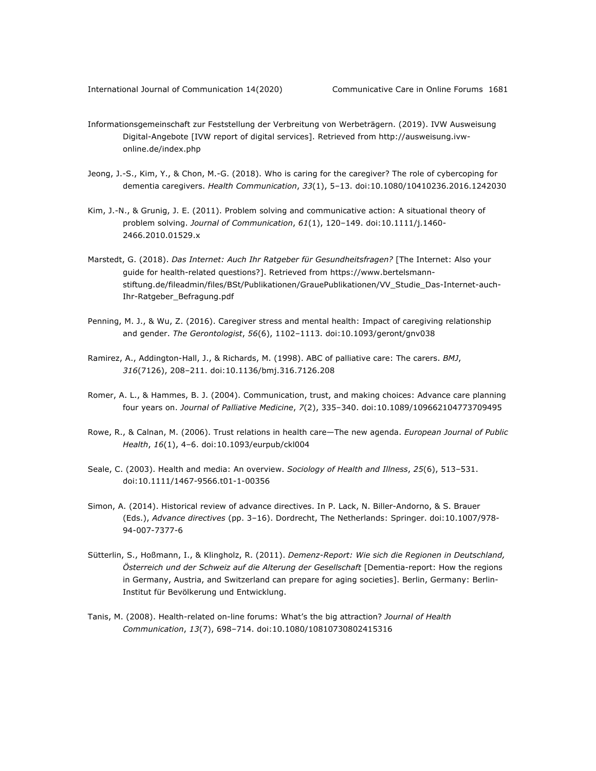Informationsgemeinschaft zur Feststellung der Verbreitung von Werbeträgern. (2019). IVW Ausweisung Digital-Angebote [IVW report of digital services]. Retrieved from http://ausweisung.ivw-online.de/index.php

Jeong, J.-S., Kim, Y., & Chon, M.-G. (2018). Who is caring for the caregiver? The role of cybercoping for dementia caregivers. *Health Communication*, *33*(1), 5–13. doi:10.1080/10410236.2016.1242030

Kim, J.-N., & Grunig, J. E. (2011). Problem solving and communicative action: A situational theory of problem solving. *Journal of Communication*, *61*(1), 120–149. doi:10.1111/j.1460-2466.2010.01529.x

Marstedt, G. (2018). *Das Internet: Auch Ihr Ratgeber für Gesundheitsfragen?* [The Internet: Also your guide for health-related questions?]. Retrieved from https://www.bertelsmann-stiftung.de/fileadmin/files/BSt/Publikationen/GrauePublikationen/VV_Studie_Das-Internet-auch-Ihr-Ratgeber_Befragung.pdf

Penning, M. J., & Wu, Z. (2016). Caregiver stress and mental health: Impact of caregiving relationship and gender. *The Gerontologist*, *56*(6), 1102–1113. doi:10.1093/geront/gnv038

Ramirez, A., Addington-Hall, J., & Richards, M. (1998). ABC of palliative care: The carers. *BMJ*, *316*(7126), 208–211. doi:10.1136/bmj.316.7126.208

Romer, A. L., & Hammes, B. J. (2004). Communication, trust, and making choices: Advance care planning four years on. *Journal of Palliative Medicine*, *7*(2), 335–340. doi:10.1089/109662104773709495

Rowe, R., & Calnan, M. (2006). Trust relations in health care—The new agenda. *European Journal of Public Health*, *16*(1), 4–6. doi:10.1093/eurpub/ckl004

Seale, C. (2003). Health and media: An overview. *Sociology of Health and Illness*, *25*(6), 513–531. doi:10.1111/1467-9566.t01-1-00356

Simon, A. (2014). Historical review of advance directives. In P. Lack, N. Biller-Andorno, & S. Brauer (Eds.), *Advance directives* (pp. 3–16). Dordrecht, The Netherlands: Springer. doi:10.1007/978-94-007-7377-6

Sütterlin, S., Hoßmann, I., & Klingholz, R. (2011). *Demenz-Report: Wie sich die Regionen in Deutschland, Österreich und der Schweiz auf die Alterung der Gesellschaft* [Dementia-report: How the regions in Germany, Austria, and Switzerland can prepare for aging societies]. Berlin, Germany: Berlin-Institut für Bevölkerung und Entwicklung.

Tanis, M. (2008). Health-related on-line forums: What's the big attraction? *Journal of Health Communication*, *13*(7), 698–714. doi:10.1080/10810730802415316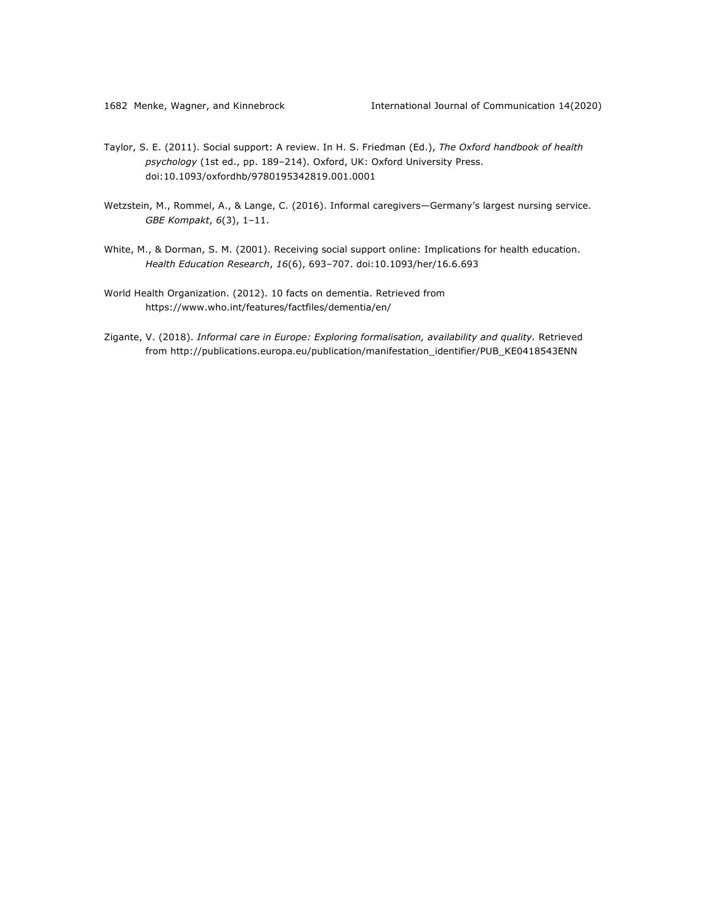Taylor, S. E. (2011). Social support: A review. In H. S. Friedman (Ed.), *The Oxford handbook of health psychology* (1st ed., pp. 189–214). Oxford, UK: Oxford University Press. doi:10.1093/oxfordhb/9780195342819.001.0001

Wetzstein, M., Rommel, A., & Lange, C. (2016). Informal caregivers—Germany's largest nursing service. *GBE Kompakt*, *6*(3), 1–11.

White, M., & Dorman, S. M. (2001). Receiving social support online: Implications for health education. *Health Education Research*, *16*(6), 693–707. doi:10.1093/her/16.6.693

World Health Organization. (2012). 10 facts on dementia. Retrieved from https://www.who.int/features/factfiles/dementia/en/

Zigante, V. (2018). *Informal care in Europe: Exploring formalisation, availability and quality*. Retrieved from http://publications.europa.eu/publication/manifestation_identifier/PUB_KE0418543ENN